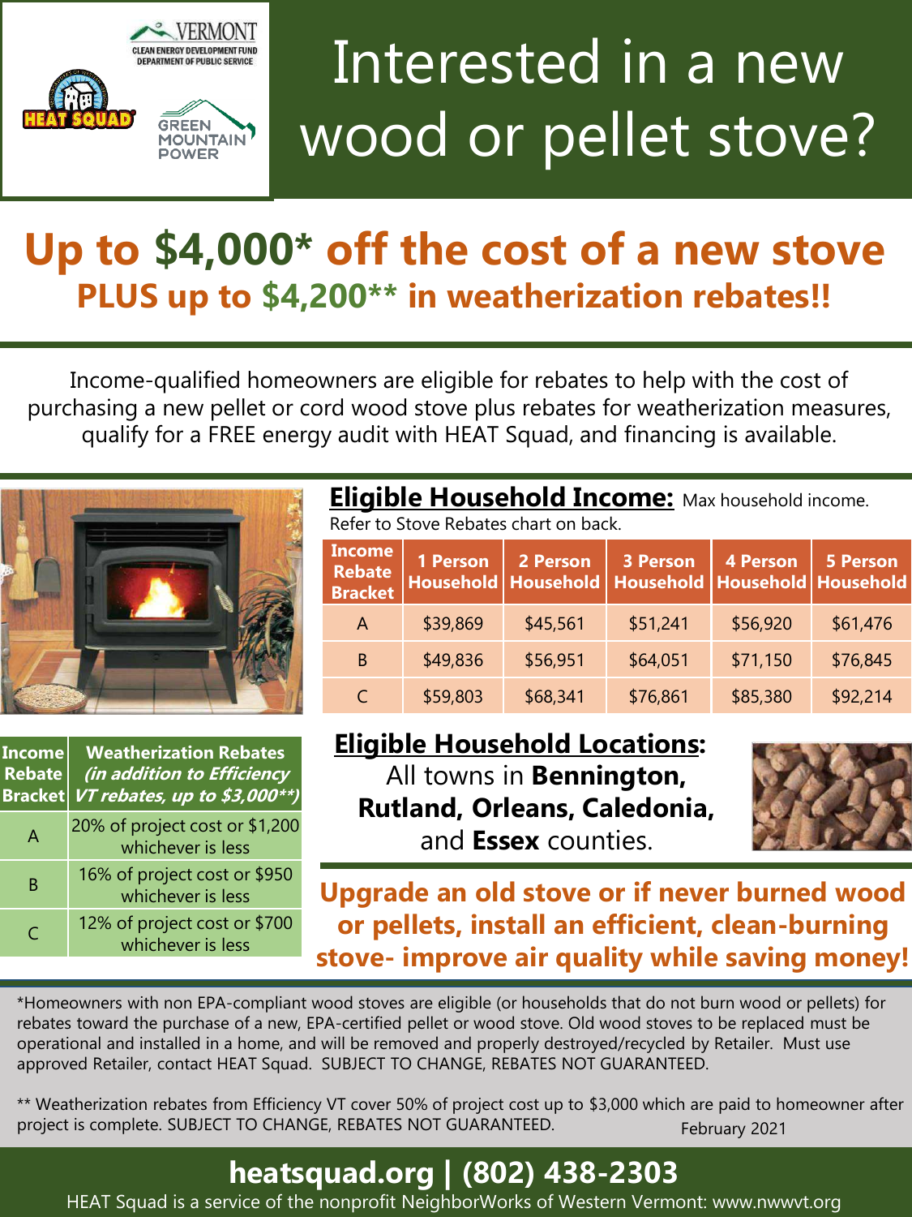VERMONT
CLEAN ENERGY DEVELOPMENT FUND
DEPARTMENT OF PUBLIC SERVICE

HEAT SQUAD

GREEN MOUNTAIN POWER

# Interested in a new wood or pellet stove?

## Up to $4,000* off the cost of a new stove

### PLUS up to $4,200** in weatherization rebates!!

Income-qualified homeowners are eligible for rebates to help with the cost of purchasing a new pellet or cord wood stove plus rebates for weatherization measures, qualify for a FREE energy audit with HEAT Squad, and financing is available.

**Eligible Household Income:** Max household income. Refer to Stove Rebates chart on back.

| Income Rebate Bracket | 1 Person Household | 2 Person Household | 3 Person Household | 4 Person Household | 5 Person Household |
|---|---|---|---|---|---|
| A | $39,869 | $45,561 | $51,241 | $56,920 | $61,476 |
| B | $49,836 | $56,951 | $64,051 | $71,150 | $76,845 |
| C | $59,803 | $68,341 | $76,861 | $85,380 | $92,214 |

| Income Rebate Bracket | Weatherization Rebates *(in addition to Efficiency VT rebates, up to $3,000**)* |
|---|---|
| A | 20% of project cost or $1,200 whichever is less |
| B | 16% of project cost or $950 whichever is less |
| C | 12% of project cost or $700 whichever is less |

**Eligible Household Locations:** All towns in **Bennington, Rutland, Orleans, Caledonia,** and **Essex** counties.

**Upgrade an old stove or if never burned wood or pellets, install an efficient, clean-burning stove- improve air quality while saving money!**

*Homeowners with non EPA-compliant wood stoves are eligible (or households that do not burn wood or pellets) for rebates toward the purchase of a new, EPA-certified pellet or wood stove. Old wood stoves to be replaced must be operational and installed in a home, and will be removed and properly destroyed/recycled by Retailer. Must use approved Retailer, contact HEAT Squad. SUBJECT TO CHANGE, REBATES NOT GUARANTEED.

** Weatherization rebates from Efficiency VT cover 50% of project cost up to $3,000 which are paid to homeowner after project is complete. SUBJECT TO CHANGE, REBATES NOT GUARANTEED.

February 2021

**heatsquad.org | (802) 438-2303**

HEAT Squad is a service of the nonprofit NeighborWorks of Western Vermont: www.nwwvt.org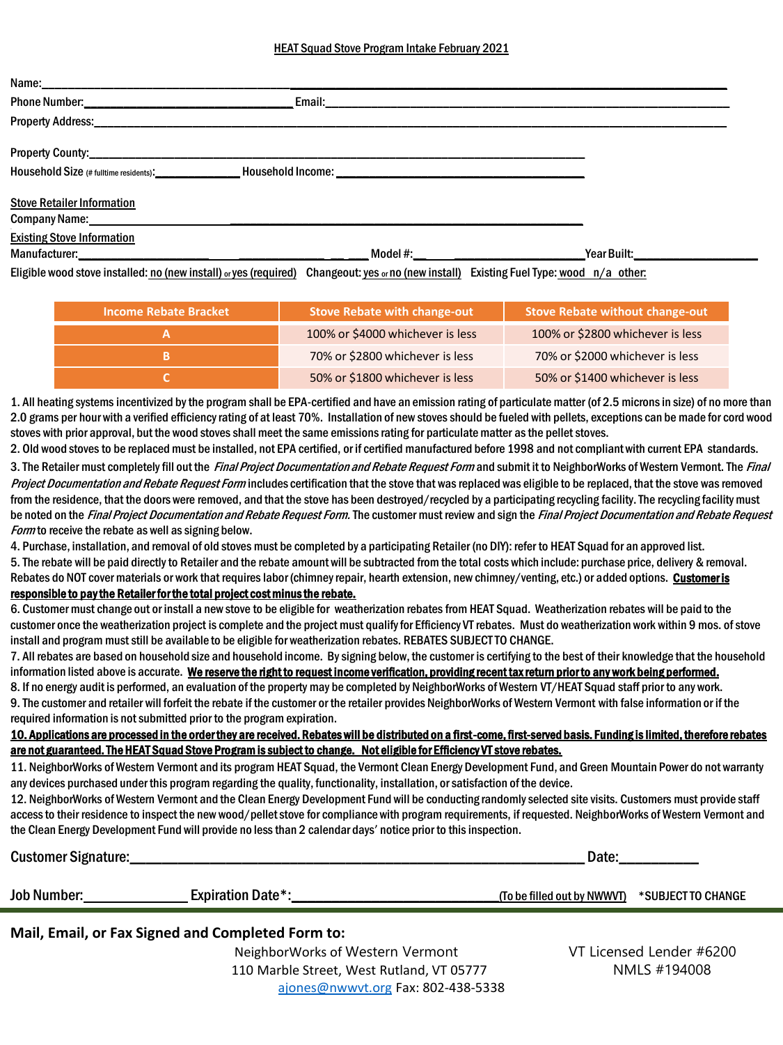## HEAT Squad Stove Program Intake February 2021

Name:\_\_\_\_\_\_\_\_\_\_\_\_\_\_\_\_\_\_\_\_\_\_\_\_\_\_\_\_\_\_\_\_\_\_\_\_\_\_\_\_\_\_\_\_\_\_\_\_\_\_\_\_\_\_\_\_\_\_

Phone Number:\_\_\_\_\_\_\_\_\_\_\_\_\_\_\_\_\_\_\_\_\_\_\_\_\_ Email:\_\_\_\_\_\_\_\_\_\_\_\_\_\_\_\_\_\_\_\_\_\_\_\_\_\_\_\_\_\_\_\_\_\_

Property Address:\_\_\_\_\_\_\_\_\_\_\_\_\_\_\_\_\_\_\_\_\_\_\_\_\_\_\_\_\_\_\_\_\_\_\_\_\_\_\_\_\_\_\_\_\_\_\_\_\_\_\_\_\_\_\_

Property County:\_\_\_\_\_\_\_\_\_\_\_\_\_\_\_\_\_\_\_\_\_\_\_\_\_\_\_\_\_\_\_\_\_\_\_\_\_\_\_\_\_\_\_\_\_\_\_\_

Household Size (# fulltime residents):\_\_\_\_\_\_\_\_\_\_ Household Income: \_\_\_\_\_\_\_\_\_\_\_\_\_\_\_\_\_\_\_\_\_\_\_\_\_\_

**Stove Retailer Information**

Company Name:\_\_\_\_\_\_\_\_\_\_\_\_\_\_\_\_\_\_\_\_\_\_\_\_\_\_\_\_\_\_\_\_\_\_\_\_\_\_\_\_\_\_\_\_\_\_\_\_\_\_\_\_

**Existing Stove Information**

Manufacturer:\_\_\_\_\_\_\_\_\_\_\_\_\_\_\_\_\_\_\_\_\_\_\_\_\_\_\_\_ Model #:\_\_\_\_\_\_\_\_\_\_\_\_\_\_\_\_\_\_\_\_\_\_\_\_ Year Built:\_\_\_\_\_\_\_\_\_\_\_\_\_\_\_\_

Eligible wood stove installed: no (new install) or yes (required) Changeout: yes or no (new install) Existing Fuel Type: wood n/a other:

| Income Rebate Bracket | Stove Rebate with change-out | Stove Rebate without change-out |
|---|---|---|
| A | 100% or $4000 whichever is less | 100% or $2800 whichever is less |
| B | 70% or $2800 whichever is less | 70% or $2000 whichever is less |
| C | 50% or $1800 whichever is less | 50% or $1400 whichever is less |

1. All heating systems incentivized by the program shall be EPA-certified and have an emission rating of particulate matter (of 2.5 microns in size) of no more than 2.0 grams per hour with a verified efficiency rating of at least 70%. Installation of new stoves should be fueled with pellets, exceptions can be made for cord wood stoves with prior approval, but the wood stoves shall meet the same emissions rating for particulate matter as the pellet stoves.
2. Old wood stoves to be replaced must be installed, not EPA certified, or if certified manufactured before 1998 and not compliant with current EPA standards.
3. The Retailer must completely fill out the *Final Project Documentation and Rebate Request Form* and submit it to NeighborWorks of Western Vermont. The *Final Project Documentation and Rebate Request Form* includes certification that the stove that was replaced was eligible to be replaced, that the stove was removed from the residence, that the doors were removed, and that the stove has been destroyed/recycled by a participating recycling facility. The recycling facility must be noted on the *Final Project Documentation and Rebate Request Form.* The customer must review and sign the *Final Project Documentation and Rebate Request Form* to receive the rebate as well as signing below.
4. Purchase, installation, and removal of old stoves must be completed by a participating Retailer (no DIY): refer to HEAT Squad for an approved list.
5. The rebate will be paid directly to Retailer and the rebate amount will be subtracted from the total costs which include: purchase price, delivery & removal. Rebates do NOT cover materials or work that requires labor (chimney repair, hearth extension, new chimney/venting, etc.) or added options. **<u>Customer is responsible to pay the Retailer for the total project cost minus the rebate.</u>**
6. Customer must change out or install a new stove to be eligible for weatherization rebates from HEAT Squad. Weatherization rebates will be paid to the customer once the weatherization project is complete and the project must qualify for Efficiency VT rebates. Must do weatherization work within 9 mos. of stove install and program must still be available to be eligible for weatherization rebates. REBATES SUBJECT TO CHANGE.
7. All rebates are based on household size and household income. By signing below, the customer is certifying to the best of their knowledge that the household information listed above is accurate. **<u>We reserve the right to request income verification, providing recent tax return prior to any work being performed.</u>**
8. If no energy audit is performed, an evaluation of the property may be completed by NeighborWorks of Western VT/HEAT Squad staff prior to any work.
9. The customer and retailer will forfeit the rebate if the customer or the retailer provides NeighborWorks of Western Vermont with false information or if the required information is not submitted prior to the program expiration.
10. **<u>Applications are processed in the order they are received. Rebates will be distributed on a first-come, first-served basis. Funding is limited, therefore rebates are not guaranteed. The HEAT Squad Stove Program is subject to change. Not eligible for Efficiency VT stove rebates.</u>**
11. NeighborWorks of Western Vermont and its program HEAT Squad, the Vermont Clean Energy Development Fund, and Green Mountain Power do not warranty any devices purchased under this program regarding the quality, functionality, installation, or satisfaction of the device.
12. NeighborWorks of Western Vermont and the Clean Energy Development Fund will be conducting randomly selected site visits. Customers must provide staff access to their residence to inspect the new wood/pellet stove for compliance with program requirements, if requested. NeighborWorks of Western Vermont and the Clean Energy Development Fund will provide no less than 2 calendar days' notice prior to this inspection.

Customer Signature:\_\_\_\_\_\_\_\_\_\_\_\_\_\_\_\_\_\_\_\_\_\_\_\_\_\_\_\_\_\_\_\_\_\_\_\_\_\_\_\_\_\_\_\_ Date:\_\_\_\_\_\_\_\_

Job Number:\_\_\_\_\_\_\_\_\_\_ Expiration Date\*:\_\_\_\_\_\_\_\_\_\_\_\_\_\_\_\_\_\_\_\_\_\_(To be filled out by NWWVT) \*SUBJECT TO CHANGE

**Mail, Email, or Fax Signed and Completed Form to:**

NeighborWorks of Western Vermont
110 Marble Street, West Rutland, VT 05777
ajones@nwwvt.org Fax: 802-438-5338

VT Licensed Lender #6200
NMLS #194008